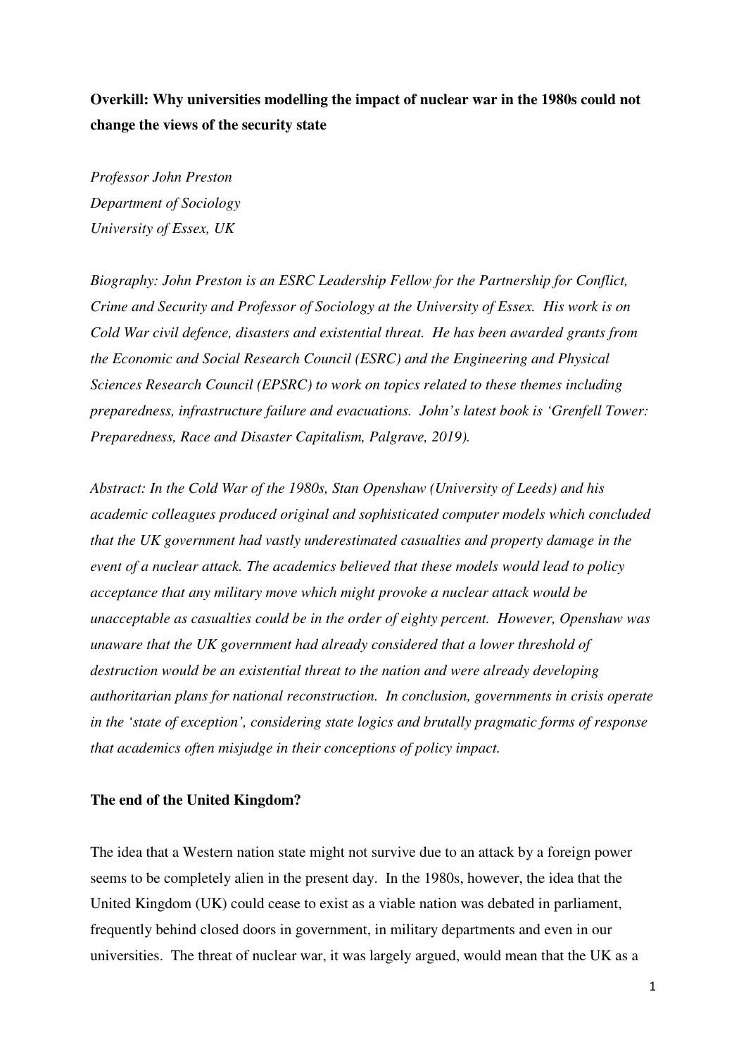**Overkill: Why universities modelling the impact of nuclear war in the 1980s could not change the views of the security state**

*Professor John Preston*
*Department of Sociology*
*University of Essex, UK*

*Biography: John Preston is an ESRC Leadership Fellow for the Partnership for Conflict, Crime and Security and Professor of Sociology at the University of Essex. His work is on Cold War civil defence, disasters and existential threat. He has been awarded grants from the Economic and Social Research Council (ESRC) and the Engineering and Physical Sciences Research Council (EPSRC) to work on topics related to these themes including preparedness, infrastructure failure and evacuations. John's latest book is 'Grenfell Tower: Preparedness, Race and Disaster Capitalism, Palgrave, 2019).*

*Abstract: In the Cold War of the 1980s, Stan Openshaw (University of Leeds) and his academic colleagues produced original and sophisticated computer models which concluded that the UK government had vastly underestimated casualties and property damage in the event of a nuclear attack. The academics believed that these models would lead to policy acceptance that any military move which might provoke a nuclear attack would be unacceptable as casualties could be in the order of eighty percent. However, Openshaw was unaware that the UK government had already considered that a lower threshold of destruction would be an existential threat to the nation and were already developing authoritarian plans for national reconstruction. In conclusion, governments in crisis operate in the 'state of exception', considering state logics and brutally pragmatic forms of response that academics often misjudge in their conceptions of policy impact.*

**The end of the United Kingdom?**

The idea that a Western nation state might not survive due to an attack by a foreign power seems to be completely alien in the present day. In the 1980s, however, the idea that the United Kingdom (UK) could cease to exist as a viable nation was debated in parliament, frequently behind closed doors in government, in military departments and even in our universities. The threat of nuclear war, it was largely argued, would mean that the UK as a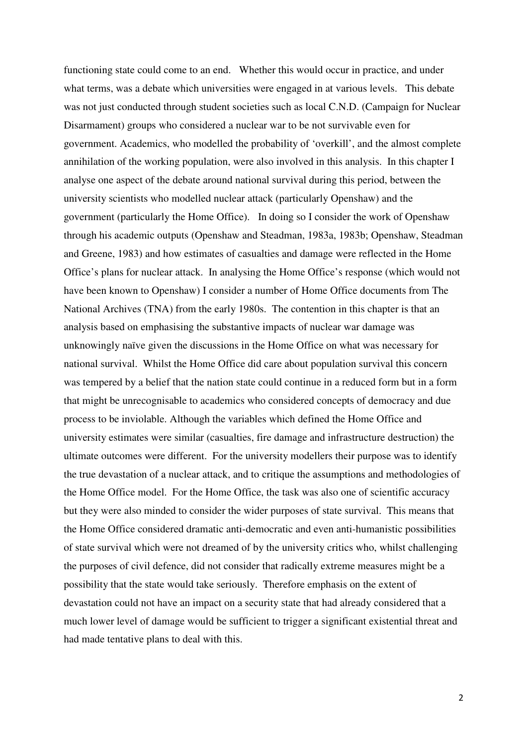functioning state could come to an end. Whether this would occur in practice, and under what terms, was a debate which universities were engaged in at various levels. This debate was not just conducted through student societies such as local C.N.D. (Campaign for Nuclear Disarmament) groups who considered a nuclear war to be not survivable even for government. Academics, who modelled the probability of 'overkill', and the almost complete annihilation of the working population, were also involved in this analysis. In this chapter I analyse one aspect of the debate around national survival during this period, between the university scientists who modelled nuclear attack (particularly Openshaw) and the government (particularly the Home Office). In doing so I consider the work of Openshaw through his academic outputs (Openshaw and Steadman, 1983a, 1983b; Openshaw, Steadman and Greene, 1983) and how estimates of casualties and damage were reflected in the Home Office's plans for nuclear attack. In analysing the Home Office's response (which would not have been known to Openshaw) I consider a number of Home Office documents from The National Archives (TNA) from the early 1980s. The contention in this chapter is that an analysis based on emphasising the substantive impacts of nuclear war damage was unknowingly naïve given the discussions in the Home Office on what was necessary for national survival. Whilst the Home Office did care about population survival this concern was tempered by a belief that the nation state could continue in a reduced form but in a form that might be unrecognisable to academics who considered concepts of democracy and due process to be inviolable. Although the variables which defined the Home Office and university estimates were similar (casualties, fire damage and infrastructure destruction) the ultimate outcomes were different. For the university modellers their purpose was to identify the true devastation of a nuclear attack, and to critique the assumptions and methodologies of the Home Office model. For the Home Office, the task was also one of scientific accuracy but they were also minded to consider the wider purposes of state survival. This means that the Home Office considered dramatic anti-democratic and even anti-humanistic possibilities of state survival which were not dreamed of by the university critics who, whilst challenging the purposes of civil defence, did not consider that radically extreme measures might be a possibility that the state would take seriously. Therefore emphasis on the extent of devastation could not have an impact on a security state that had already considered that a much lower level of damage would be sufficient to trigger a significant existential threat and had made tentative plans to deal with this.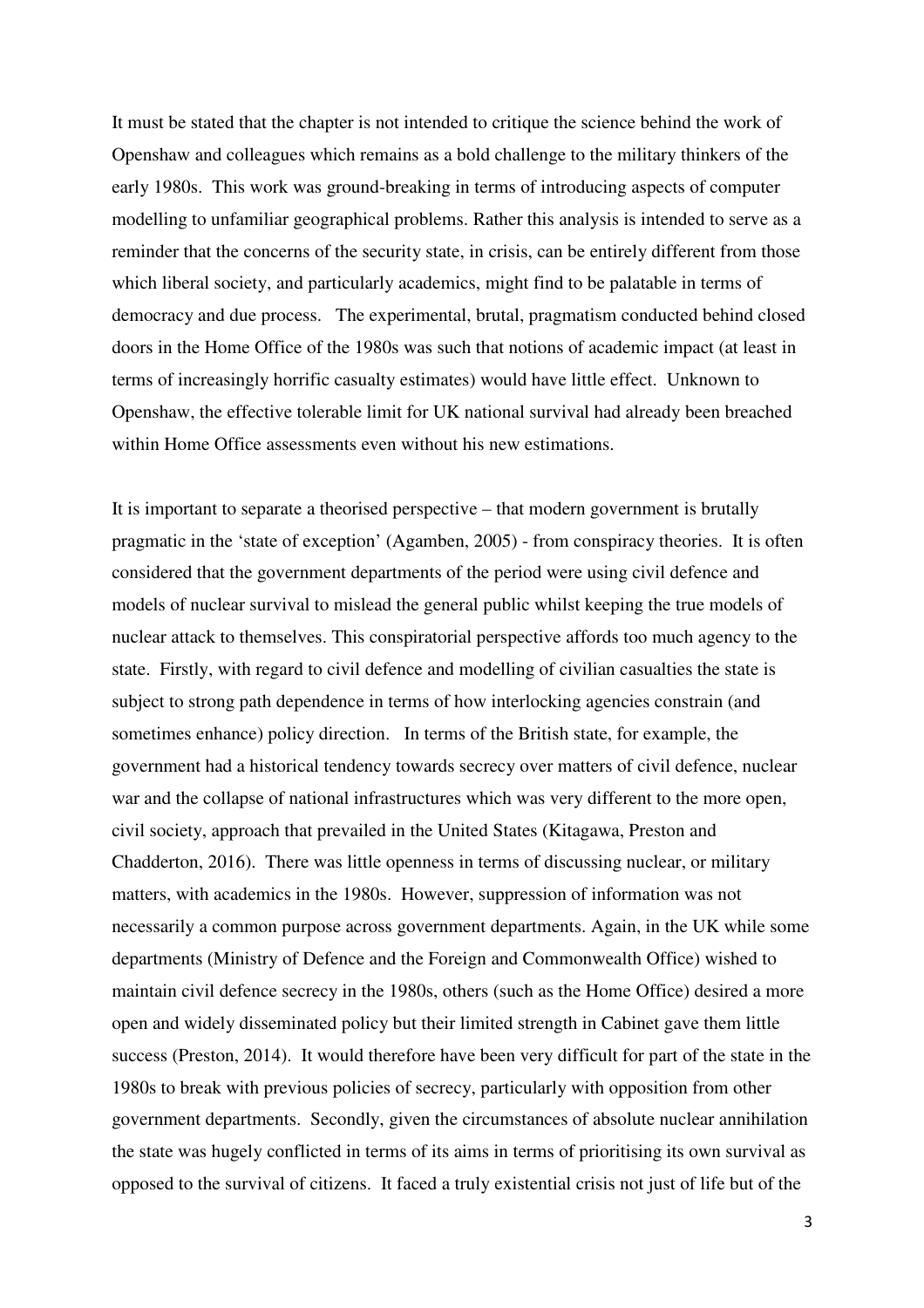It must be stated that the chapter is not intended to critique the science behind the work of Openshaw and colleagues which remains as a bold challenge to the military thinkers of the early 1980s. This work was ground-breaking in terms of introducing aspects of computer modelling to unfamiliar geographical problems. Rather this analysis is intended to serve as a reminder that the concerns of the security state, in crisis, can be entirely different from those which liberal society, and particularly academics, might find to be palatable in terms of democracy and due process. The experimental, brutal, pragmatism conducted behind closed doors in the Home Office of the 1980s was such that notions of academic impact (at least in terms of increasingly horrific casualty estimates) would have little effect. Unknown to Openshaw, the effective tolerable limit for UK national survival had already been breached within Home Office assessments even without his new estimations.

It is important to separate a theorised perspective – that modern government is brutally pragmatic in the 'state of exception' (Agamben, 2005) - from conspiracy theories. It is often considered that the government departments of the period were using civil defence and models of nuclear survival to mislead the general public whilst keeping the true models of nuclear attack to themselves. This conspiratorial perspective affords too much agency to the state. Firstly, with regard to civil defence and modelling of civilian casualties the state is subject to strong path dependence in terms of how interlocking agencies constrain (and sometimes enhance) policy direction. In terms of the British state, for example, the government had a historical tendency towards secrecy over matters of civil defence, nuclear war and the collapse of national infrastructures which was very different to the more open, civil society, approach that prevailed in the United States (Kitagawa, Preston and Chadderton, 2016). There was little openness in terms of discussing nuclear, or military matters, with academics in the 1980s. However, suppression of information was not necessarily a common purpose across government departments. Again, in the UK while some departments (Ministry of Defence and the Foreign and Commonwealth Office) wished to maintain civil defence secrecy in the 1980s, others (such as the Home Office) desired a more open and widely disseminated policy but their limited strength in Cabinet gave them little success (Preston, 2014). It would therefore have been very difficult for part of the state in the 1980s to break with previous policies of secrecy, particularly with opposition from other government departments. Secondly, given the circumstances of absolute nuclear annihilation the state was hugely conflicted in terms of its aims in terms of prioritising its own survival as opposed to the survival of citizens. It faced a truly existential crisis not just of life but of the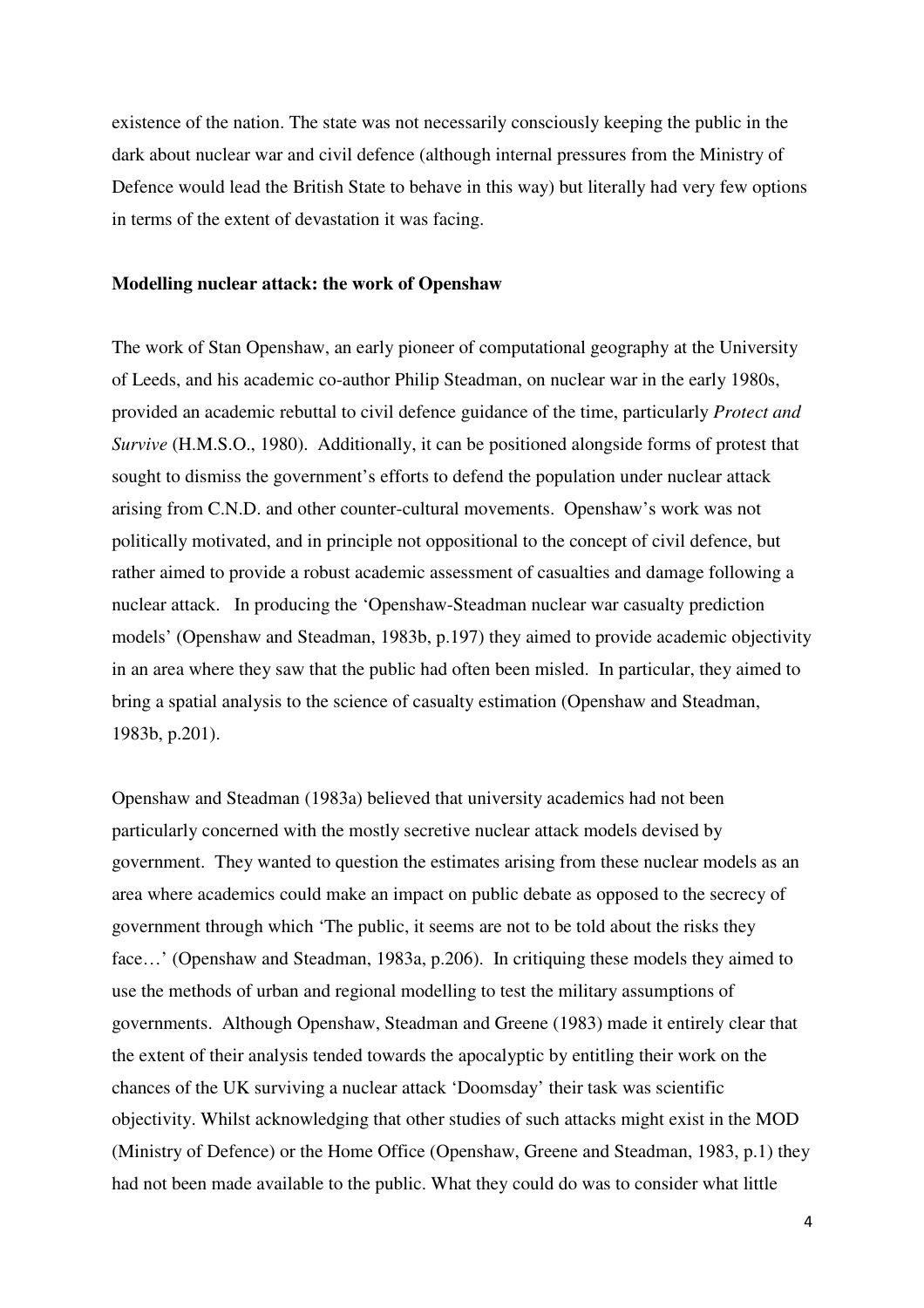existence of the nation. The state was not necessarily consciously keeping the public in the dark about nuclear war and civil defence (although internal pressures from the Ministry of Defence would lead the British State to behave in this way) but literally had very few options in terms of the extent of devastation it was facing.

**Modelling nuclear attack: the work of Openshaw**

The work of Stan Openshaw, an early pioneer of computational geography at the University of Leeds, and his academic co-author Philip Steadman, on nuclear war in the early 1980s, provided an academic rebuttal to civil defence guidance of the time, particularly *Protect and Survive* (H.M.S.O., 1980). Additionally, it can be positioned alongside forms of protest that sought to dismiss the government's efforts to defend the population under nuclear attack arising from C.N.D. and other counter-cultural movements. Openshaw's work was not politically motivated, and in principle not oppositional to the concept of civil defence, but rather aimed to provide a robust academic assessment of casualties and damage following a nuclear attack. In producing the 'Openshaw-Steadman nuclear war casualty prediction models' (Openshaw and Steadman, 1983b, p.197) they aimed to provide academic objectivity in an area where they saw that the public had often been misled. In particular, they aimed to bring a spatial analysis to the science of casualty estimation (Openshaw and Steadman, 1983b, p.201).

Openshaw and Steadman (1983a) believed that university academics had not been particularly concerned with the mostly secretive nuclear attack models devised by government. They wanted to question the estimates arising from these nuclear models as an area where academics could make an impact on public debate as opposed to the secrecy of government through which 'The public, it seems are not to be told about the risks they face…' (Openshaw and Steadman, 1983a, p.206). In critiquing these models they aimed to use the methods of urban and regional modelling to test the military assumptions of governments. Although Openshaw, Steadman and Greene (1983) made it entirely clear that the extent of their analysis tended towards the apocalyptic by entitling their work on the chances of the UK surviving a nuclear attack 'Doomsday' their task was scientific objectivity. Whilst acknowledging that other studies of such attacks might exist in the MOD (Ministry of Defence) or the Home Office (Openshaw, Greene and Steadman, 1983, p.1) they had not been made available to the public. What they could do was to consider what little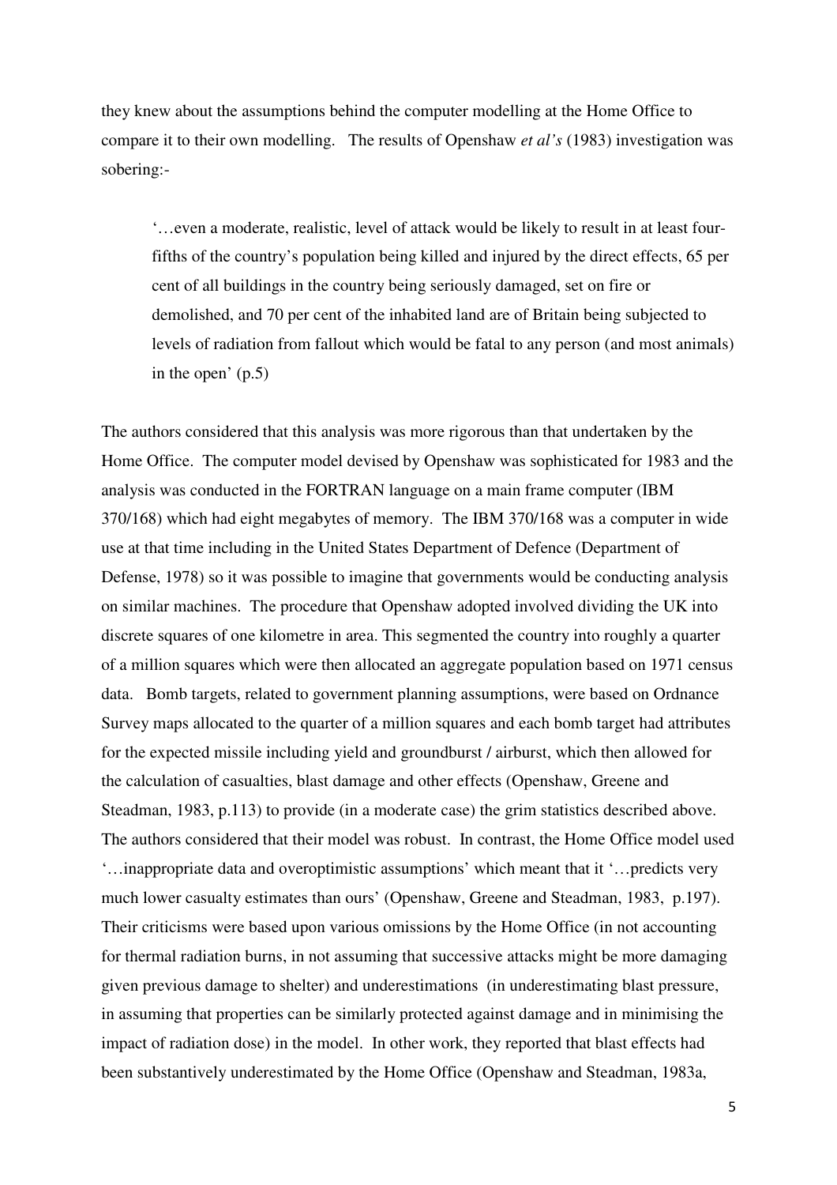they knew about the assumptions behind the computer modelling at the Home Office to compare it to their own modelling. The results of Openshaw *et al's* (1983) investigation was sobering:-

> '…even a moderate, realistic, level of attack would be likely to result in at least four-fifths of the country's population being killed and injured by the direct effects, 65 per cent of all buildings in the country being seriously damaged, set on fire or demolished, and 70 per cent of the inhabited land are of Britain being subjected to levels of radiation from fallout which would be fatal to any person (and most animals) in the open' (p.5)

The authors considered that this analysis was more rigorous than that undertaken by the Home Office. The computer model devised by Openshaw was sophisticated for 1983 and the analysis was conducted in the FORTRAN language on a main frame computer (IBM 370/168) which had eight megabytes of memory. The IBM 370/168 was a computer in wide use at that time including in the United States Department of Defence (Department of Defense, 1978) so it was possible to imagine that governments would be conducting analysis on similar machines. The procedure that Openshaw adopted involved dividing the UK into discrete squares of one kilometre in area. This segmented the country into roughly a quarter of a million squares which were then allocated an aggregate population based on 1971 census data. Bomb targets, related to government planning assumptions, were based on Ordnance Survey maps allocated to the quarter of a million squares and each bomb target had attributes for the expected missile including yield and groundburst / airburst, which then allowed for the calculation of casualties, blast damage and other effects (Openshaw, Greene and Steadman, 1983, p.113) to provide (in a moderate case) the grim statistics described above. The authors considered that their model was robust. In contrast, the Home Office model used '…inappropriate data and overoptimistic assumptions' which meant that it '…predicts very much lower casualty estimates than ours' (Openshaw, Greene and Steadman, 1983, p.197). Their criticisms were based upon various omissions by the Home Office (in not accounting for thermal radiation burns, in not assuming that successive attacks might be more damaging given previous damage to shelter) and underestimations (in underestimating blast pressure, in assuming that properties can be similarly protected against damage and in minimising the impact of radiation dose) in the model. In other work, they reported that blast effects had been substantively underestimated by the Home Office (Openshaw and Steadman, 1983a,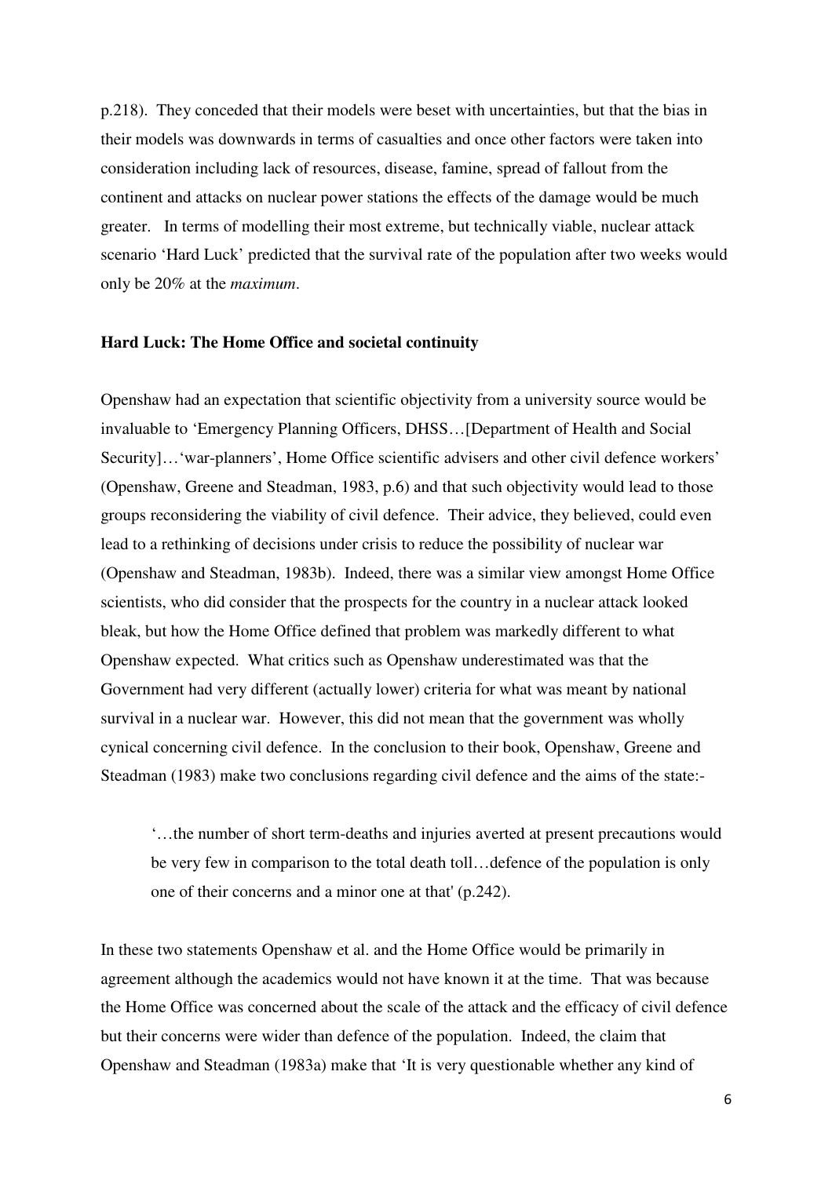p.218). They conceded that their models were beset with uncertainties, but that the bias in their models was downwards in terms of casualties and once other factors were taken into consideration including lack of resources, disease, famine, spread of fallout from the continent and attacks on nuclear power stations the effects of the damage would be much greater. In terms of modelling their most extreme, but technically viable, nuclear attack scenario 'Hard Luck' predicted that the survival rate of the population after two weeks would only be 20% at the *maximum*.

**Hard Luck: The Home Office and societal continuity**

Openshaw had an expectation that scientific objectivity from a university source would be invaluable to 'Emergency Planning Officers, DHSS…[Department of Health and Social Security]…'war-planners', Home Office scientific advisers and other civil defence workers' (Openshaw, Greene and Steadman, 1983, p.6) and that such objectivity would lead to those groups reconsidering the viability of civil defence. Their advice, they believed, could even lead to a rethinking of decisions under crisis to reduce the possibility of nuclear war (Openshaw and Steadman, 1983b). Indeed, there was a similar view amongst Home Office scientists, who did consider that the prospects for the country in a nuclear attack looked bleak, but how the Home Office defined that problem was markedly different to what Openshaw expected. What critics such as Openshaw underestimated was that the Government had very different (actually lower) criteria for what was meant by national survival in a nuclear war. However, this did not mean that the government was wholly cynical concerning civil defence. In the conclusion to their book, Openshaw, Greene and Steadman (1983) make two conclusions regarding civil defence and the aims of the state:-

> '…the number of short term-deaths and injuries averted at present precautions would be very few in comparison to the total death toll…defence of the population is only one of their concerns and a minor one at that' (p.242).

In these two statements Openshaw et al. and the Home Office would be primarily in agreement although the academics would not have known it at the time. That was because the Home Office was concerned about the scale of the attack and the efficacy of civil defence but their concerns were wider than defence of the population. Indeed, the claim that Openshaw and Steadman (1983a) make that 'It is very questionable whether any kind of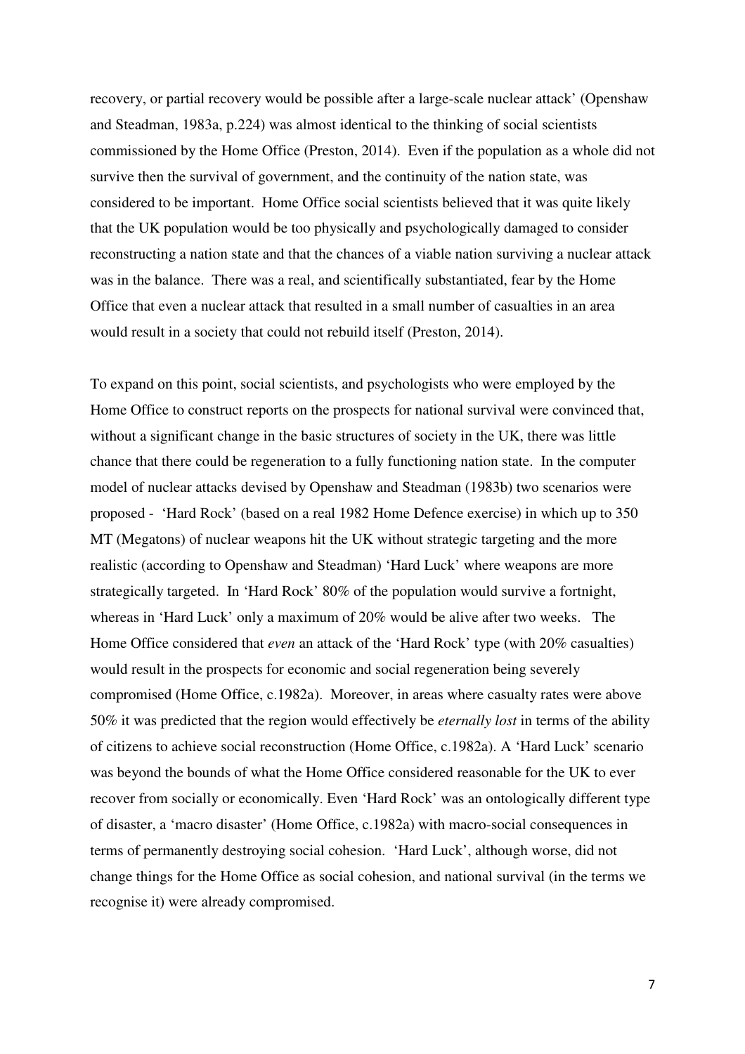recovery, or partial recovery would be possible after a large-scale nuclear attack' (Openshaw and Steadman, 1983a, p.224) was almost identical to the thinking of social scientists commissioned by the Home Office (Preston, 2014). Even if the population as a whole did not survive then the survival of government, and the continuity of the nation state, was considered to be important. Home Office social scientists believed that it was quite likely that the UK population would be too physically and psychologically damaged to consider reconstructing a nation state and that the chances of a viable nation surviving a nuclear attack was in the balance. There was a real, and scientifically substantiated, fear by the Home Office that even a nuclear attack that resulted in a small number of casualties in an area would result in a society that could not rebuild itself (Preston, 2014).

To expand on this point, social scientists, and psychologists who were employed by the Home Office to construct reports on the prospects for national survival were convinced that, without a significant change in the basic structures of society in the UK, there was little chance that there could be regeneration to a fully functioning nation state. In the computer model of nuclear attacks devised by Openshaw and Steadman (1983b) two scenarios were proposed - 'Hard Rock' (based on a real 1982 Home Defence exercise) in which up to 350 MT (Megatons) of nuclear weapons hit the UK without strategic targeting and the more realistic (according to Openshaw and Steadman) 'Hard Luck' where weapons are more strategically targeted. In 'Hard Rock' 80% of the population would survive a fortnight, whereas in 'Hard Luck' only a maximum of 20% would be alive after two weeks. The Home Office considered that *even* an attack of the 'Hard Rock' type (with 20% casualties) would result in the prospects for economic and social regeneration being severely compromised (Home Office, c.1982a). Moreover, in areas where casualty rates were above 50% it was predicted that the region would effectively be *eternally lost* in terms of the ability of citizens to achieve social reconstruction (Home Office, c.1982a). A 'Hard Luck' scenario was beyond the bounds of what the Home Office considered reasonable for the UK to ever recover from socially or economically. Even 'Hard Rock' was an ontologically different type of disaster, a 'macro disaster' (Home Office, c.1982a) with macro-social consequences in terms of permanently destroying social cohesion. 'Hard Luck', although worse, did not change things for the Home Office as social cohesion, and national survival (in the terms we recognise it) were already compromised.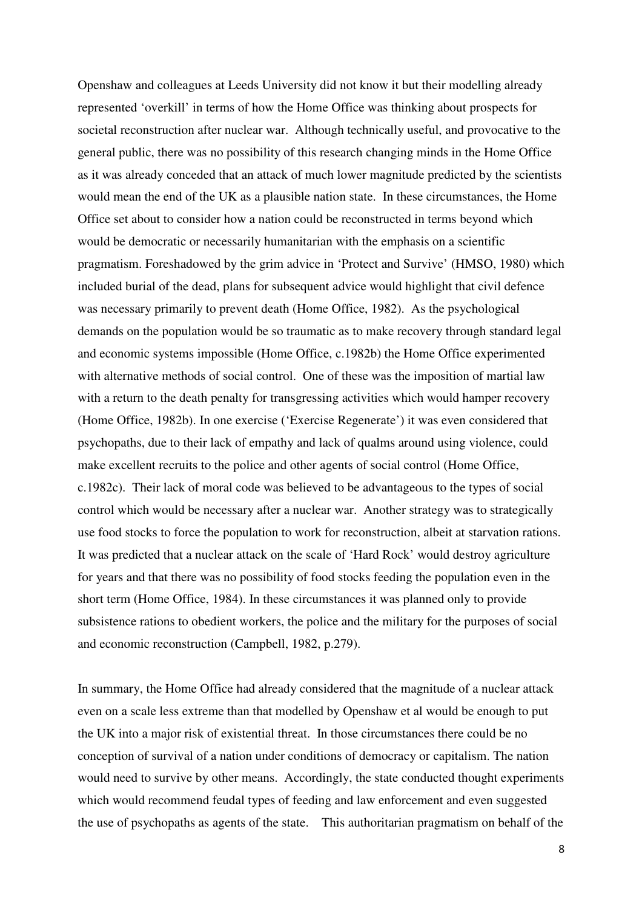Openshaw and colleagues at Leeds University did not know it but their modelling already represented 'overkill' in terms of how the Home Office was thinking about prospects for societal reconstruction after nuclear war. Although technically useful, and provocative to the general public, there was no possibility of this research changing minds in the Home Office as it was already conceded that an attack of much lower magnitude predicted by the scientists would mean the end of the UK as a plausible nation state. In these circumstances, the Home Office set about to consider how a nation could be reconstructed in terms beyond which would be democratic or necessarily humanitarian with the emphasis on a scientific pragmatism. Foreshadowed by the grim advice in 'Protect and Survive' (HMSO, 1980) which included burial of the dead, plans for subsequent advice would highlight that civil defence was necessary primarily to prevent death (Home Office, 1982). As the psychological demands on the population would be so traumatic as to make recovery through standard legal and economic systems impossible (Home Office, c.1982b) the Home Office experimented with alternative methods of social control. One of these was the imposition of martial law with a return to the death penalty for transgressing activities which would hamper recovery (Home Office, 1982b). In one exercise ('Exercise Regenerate') it was even considered that psychopaths, due to their lack of empathy and lack of qualms around using violence, could make excellent recruits to the police and other agents of social control (Home Office, c.1982c). Their lack of moral code was believed to be advantageous to the types of social control which would be necessary after a nuclear war. Another strategy was to strategically use food stocks to force the population to work for reconstruction, albeit at starvation rations. It was predicted that a nuclear attack on the scale of 'Hard Rock' would destroy agriculture for years and that there was no possibility of food stocks feeding the population even in the short term (Home Office, 1984). In these circumstances it was planned only to provide subsistence rations to obedient workers, the police and the military for the purposes of social and economic reconstruction (Campbell, 1982, p.279).

In summary, the Home Office had already considered that the magnitude of a nuclear attack even on a scale less extreme than that modelled by Openshaw et al would be enough to put the UK into a major risk of existential threat. In those circumstances there could be no conception of survival of a nation under conditions of democracy or capitalism. The nation would need to survive by other means. Accordingly, the state conducted thought experiments which would recommend feudal types of feeding and law enforcement and even suggested the use of psychopaths as agents of the state. This authoritarian pragmatism on behalf of the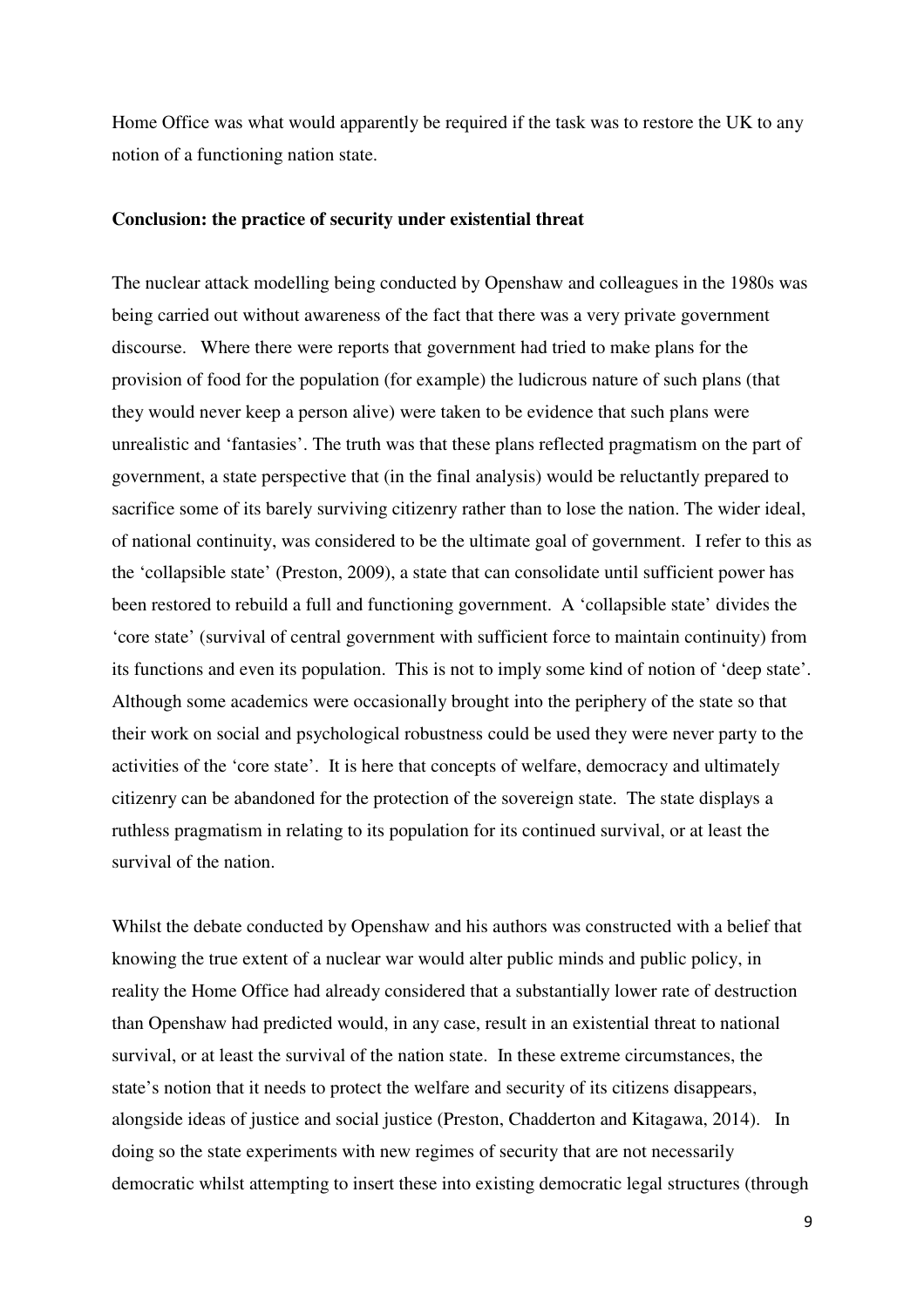Home Office was what would apparently be required if the task was to restore the UK to any notion of a functioning nation state.

**Conclusion: the practice of security under existential threat**

The nuclear attack modelling being conducted by Openshaw and colleagues in the 1980s was being carried out without awareness of the fact that there was a very private government discourse. Where there were reports that government had tried to make plans for the provision of food for the population (for example) the ludicrous nature of such plans (that they would never keep a person alive) were taken to be evidence that such plans were unrealistic and 'fantasies'. The truth was that these plans reflected pragmatism on the part of government, a state perspective that (in the final analysis) would be reluctantly prepared to sacrifice some of its barely surviving citizenry rather than to lose the nation. The wider ideal, of national continuity, was considered to be the ultimate goal of government. I refer to this as the 'collapsible state' (Preston, 2009), a state that can consolidate until sufficient power has been restored to rebuild a full and functioning government. A 'collapsible state' divides the 'core state' (survival of central government with sufficient force to maintain continuity) from its functions and even its population. This is not to imply some kind of notion of 'deep state'. Although some academics were occasionally brought into the periphery of the state so that their work on social and psychological robustness could be used they were never party to the activities of the 'core state'. It is here that concepts of welfare, democracy and ultimately citizenry can be abandoned for the protection of the sovereign state. The state displays a ruthless pragmatism in relating to its population for its continued survival, or at least the survival of the nation.

Whilst the debate conducted by Openshaw and his authors was constructed with a belief that knowing the true extent of a nuclear war would alter public minds and public policy, in reality the Home Office had already considered that a substantially lower rate of destruction than Openshaw had predicted would, in any case, result in an existential threat to national survival, or at least the survival of the nation state. In these extreme circumstances, the state's notion that it needs to protect the welfare and security of its citizens disappears, alongside ideas of justice and social justice (Preston, Chadderton and Kitagawa, 2014). In doing so the state experiments with new regimes of security that are not necessarily democratic whilst attempting to insert these into existing democratic legal structures (through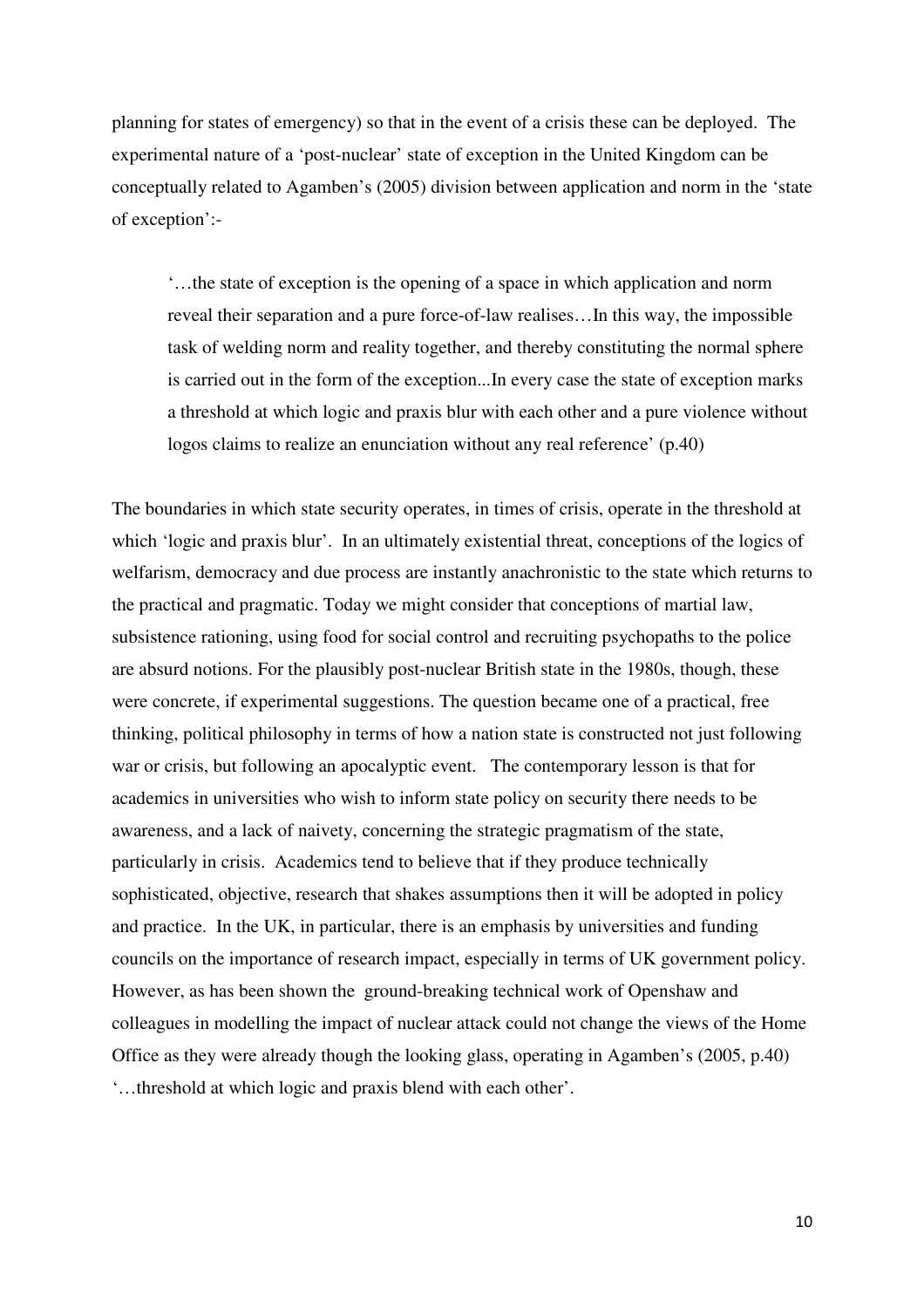planning for states of emergency) so that in the event of a crisis these can be deployed. The experimental nature of a 'post-nuclear' state of exception in the United Kingdom can be conceptually related to Agamben's (2005) division between application and norm in the 'state of exception':-

> '…the state of exception is the opening of a space in which application and norm reveal their separation and a pure force-of-law realises…In this way, the impossible task of welding norm and reality together, and thereby constituting the normal sphere is carried out in the form of the exception...In every case the state of exception marks a threshold at which logic and praxis blur with each other and a pure violence without logos claims to realize an enunciation without any real reference' (p.40)

The boundaries in which state security operates, in times of crisis, operate in the threshold at which 'logic and praxis blur'. In an ultimately existential threat, conceptions of the logics of welfarism, democracy and due process are instantly anachronistic to the state which returns to the practical and pragmatic. Today we might consider that conceptions of martial law, subsistence rationing, using food for social control and recruiting psychopaths to the police are absurd notions. For the plausibly post-nuclear British state in the 1980s, though, these were concrete, if experimental suggestions. The question became one of a practical, free thinking, political philosophy in terms of how a nation state is constructed not just following war or crisis, but following an apocalyptic event. The contemporary lesson is that for academics in universities who wish to inform state policy on security there needs to be awareness, and a lack of naivety, concerning the strategic pragmatism of the state, particularly in crisis. Academics tend to believe that if they produce technically sophisticated, objective, research that shakes assumptions then it will be adopted in policy and practice. In the UK, in particular, there is an emphasis by universities and funding councils on the importance of research impact, especially in terms of UK government policy. However, as has been shown the ground-breaking technical work of Openshaw and colleagues in modelling the impact of nuclear attack could not change the views of the Home Office as they were already though the looking glass, operating in Agamben's (2005, p.40) '…threshold at which logic and praxis blend with each other'.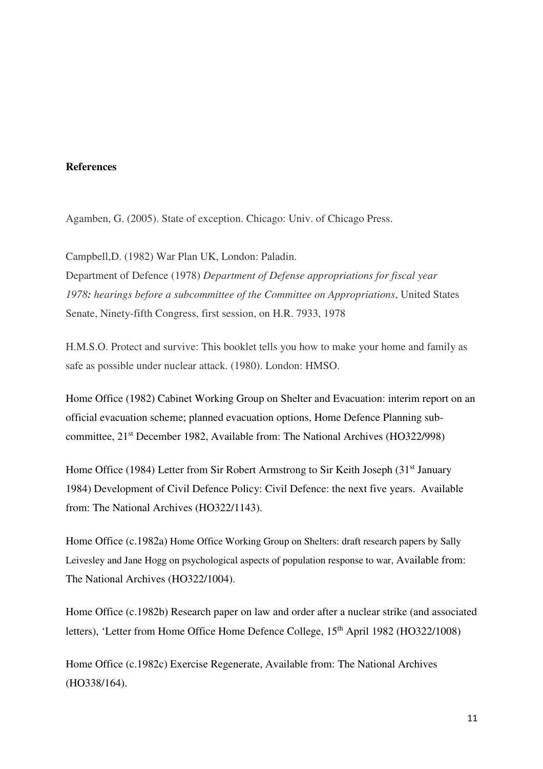**References**

Agamben, G. (2005). State of exception. Chicago: Univ. of Chicago Press.

Campbell,D. (1982) War Plan UK, London: Paladin.

Department of Defence (1978) *Department of Defense appropriations for fiscal year 1978: hearings before a subcommittee of the Committee on Appropriations*, United States Senate, Ninety-fifth Congress, first session, on H.R. 7933, 1978

H.M.S.O. Protect and survive: This booklet tells you how to make your home and family as safe as possible under nuclear attack. (1980). London: HMSO.

Home Office (1982) Cabinet Working Group on Shelter and Evacuation: interim report on an official evacuation scheme; planned evacuation options, Home Defence Planning sub-committee, 21st December 1982, Available from: The National Archives (HO322/998)

Home Office (1984) Letter from Sir Robert Armstrong to Sir Keith Joseph (31st January 1984) Development of Civil Defence Policy: Civil Defence: the next five years. Available from: The National Archives (HO322/1143).

Home Office (c.1982a) Home Office Working Group on Shelters: draft research papers by Sally Leivesley and Jane Hogg on psychological aspects of population response to war, Available from: The National Archives (HO322/1004).

Home Office (c.1982b) Research paper on law and order after a nuclear strike (and associated letters), 'Letter from Home Office Home Defence College, 15th April 1982 (HO322/1008)

Home Office (c.1982c) Exercise Regenerate, Available from: The National Archives (HO338/164).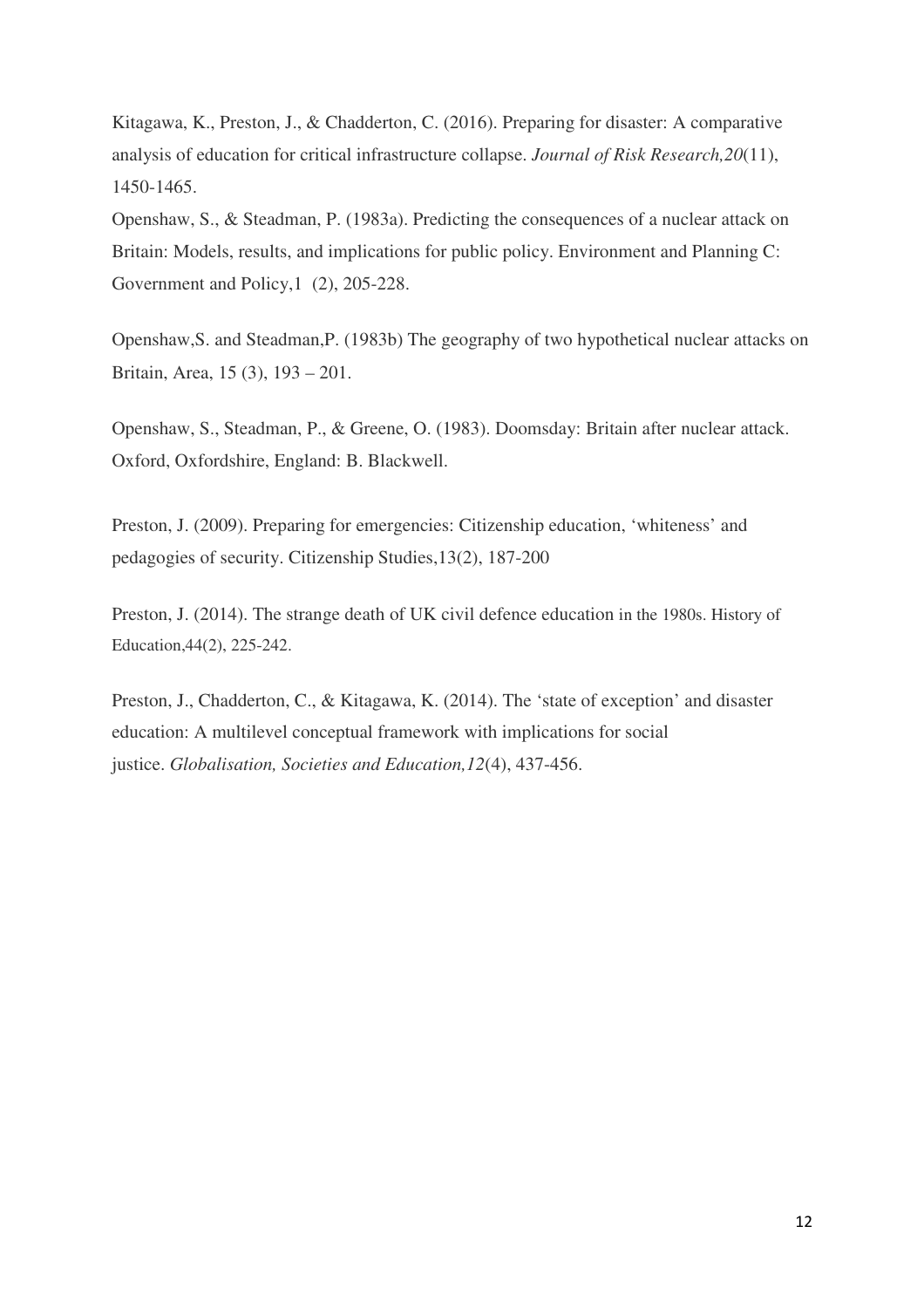Kitagawa, K., Preston, J., & Chadderton, C. (2016). Preparing for disaster: A comparative analysis of education for critical infrastructure collapse. *Journal of Risk Research,20*(11), 1450-1465.

Openshaw, S., & Steadman, P. (1983a). Predicting the consequences of a nuclear attack on Britain: Models, results, and implications for public policy. Environment and Planning C: Government and Policy,1 (2), 205-228.

Openshaw,S. and Steadman,P. (1983b) The geography of two hypothetical nuclear attacks on Britain, Area, 15 (3), 193 – 201.

Openshaw, S., Steadman, P., & Greene, O. (1983). Doomsday: Britain after nuclear attack. Oxford, Oxfordshire, England: B. Blackwell.

Preston, J. (2009). Preparing for emergencies: Citizenship education, 'whiteness' and pedagogies of security. Citizenship Studies,13(2), 187-200

Preston, J. (2014). The strange death of UK civil defence education in the 1980s. History of Education,44(2), 225-242.

Preston, J., Chadderton, C., & Kitagawa, K. (2014). The 'state of exception' and disaster education: A multilevel conceptual framework with implications for social justice. *Globalisation, Societies and Education,12*(4), 437-456.